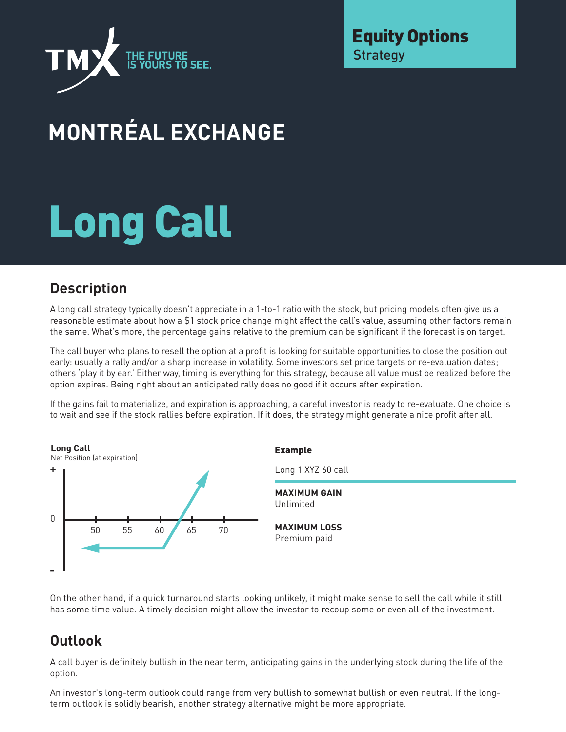TMX THE FUTURE IS YOURS TO SEE.

**Equity Options**
Strategy

# MONTRÉAL EXCHANGE

# Long Call

## Description

A long call strategy typically doesn't appreciate in a 1-to-1 ratio with the stock, but pricing models often give us a reasonable estimate about how a $1 stock price change might affect the call's value, assuming other factors remain the same. What's more, the percentage gains relative to the premium can be significant if the forecast is on target.

The call buyer who plans to resell the option at a profit is looking for suitable opportunities to close the position out early: usually a rally and/or a sharp increase in volatility. Some investors set price targets or re-evaluation dates; others 'play it by ear.' Either way, timing is everything for this strategy, because all value must be realized before the option expires. Being right about an anticipated rally does no good if it occurs after expiration.

If the gains fail to materialize, and expiration is approaching, a careful investor is ready to re-evaluate. One choice is to wait and see if the stock rallies before expiration. If it does, the strategy might generate a nice profit after all.

**Long Call**
Net Position (at expiration)

+ / 0 / -
50 55 60 65 70

**Example**

Long 1 XYZ 60 call

**MAXIMUM GAIN**
Unlimited

**MAXIMUM LOSS**
Premium paid

On the other hand, if a quick turnaround starts looking unlikely, it might make sense to sell the call while it still has some time value. A timely decision might allow the investor to recoup some or even all of the investment.

## Outlook

A call buyer is definitely bullish in the near term, anticipating gains in the underlying stock during the life of the option.

An investor's long-term outlook could range from very bullish to somewhat bullish or even neutral. If the long-term outlook is solidly bearish, another strategy alternative might be more appropriate.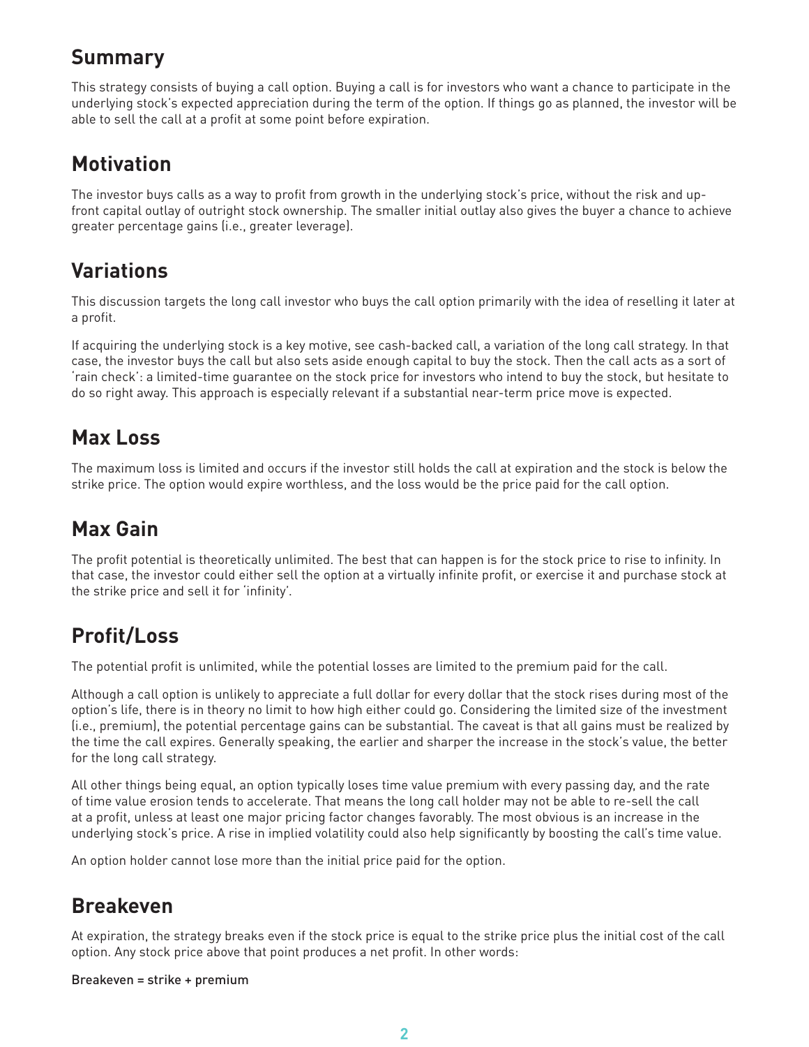## Summary

This strategy consists of buying a call option. Buying a call is for investors who want a chance to participate in the underlying stock's expected appreciation during the term of the option. If things go as planned, the investor will be able to sell the call at a profit at some point before expiration.

## Motivation

The investor buys calls as a way to profit from growth in the underlying stock's price, without the risk and up-front capital outlay of outright stock ownership. The smaller initial outlay also gives the buyer a chance to achieve greater percentage gains (i.e., greater leverage).

## Variations

This discussion targets the long call investor who buys the call option primarily with the idea of reselling it later at a profit.

If acquiring the underlying stock is a key motive, see cash-backed call, a variation of the long call strategy. In that case, the investor buys the call but also sets aside enough capital to buy the stock. Then the call acts as a sort of 'rain check': a limited-time guarantee on the stock price for investors who intend to buy the stock, but hesitate to do so right away. This approach is especially relevant if a substantial near-term price move is expected.

## Max Loss

The maximum loss is limited and occurs if the investor still holds the call at expiration and the stock is below the strike price. The option would expire worthless, and the loss would be the price paid for the call option.

## Max Gain

The profit potential is theoretically unlimited. The best that can happen is for the stock price to rise to infinity. In that case, the investor could either sell the option at a virtually infinite profit, or exercise it and purchase stock at the strike price and sell it for 'infinity'.

## Profit/Loss

The potential profit is unlimited, while the potential losses are limited to the premium paid for the call.

Although a call option is unlikely to appreciate a full dollar for every dollar that the stock rises during most of the option's life, there is in theory no limit to how high either could go. Considering the limited size of the investment (i.e., premium), the potential percentage gains can be substantial. The caveat is that all gains must be realized by the time the call expires. Generally speaking, the earlier and sharper the increase in the stock's value, the better for the long call strategy.

All other things being equal, an option typically loses time value premium with every passing day, and the rate of time value erosion tends to accelerate. That means the long call holder may not be able to re-sell the call at a profit, unless at least one major pricing factor changes favorably. The most obvious is an increase in the underlying stock's price. A rise in implied volatility could also help significantly by boosting the call's time value.

An option holder cannot lose more than the initial price paid for the option.

## Breakeven

At expiration, the strategy breaks even if the stock price is equal to the strike price plus the initial cost of the call option. Any stock price above that point produces a net profit. In other words:

Breakeven = strike + premium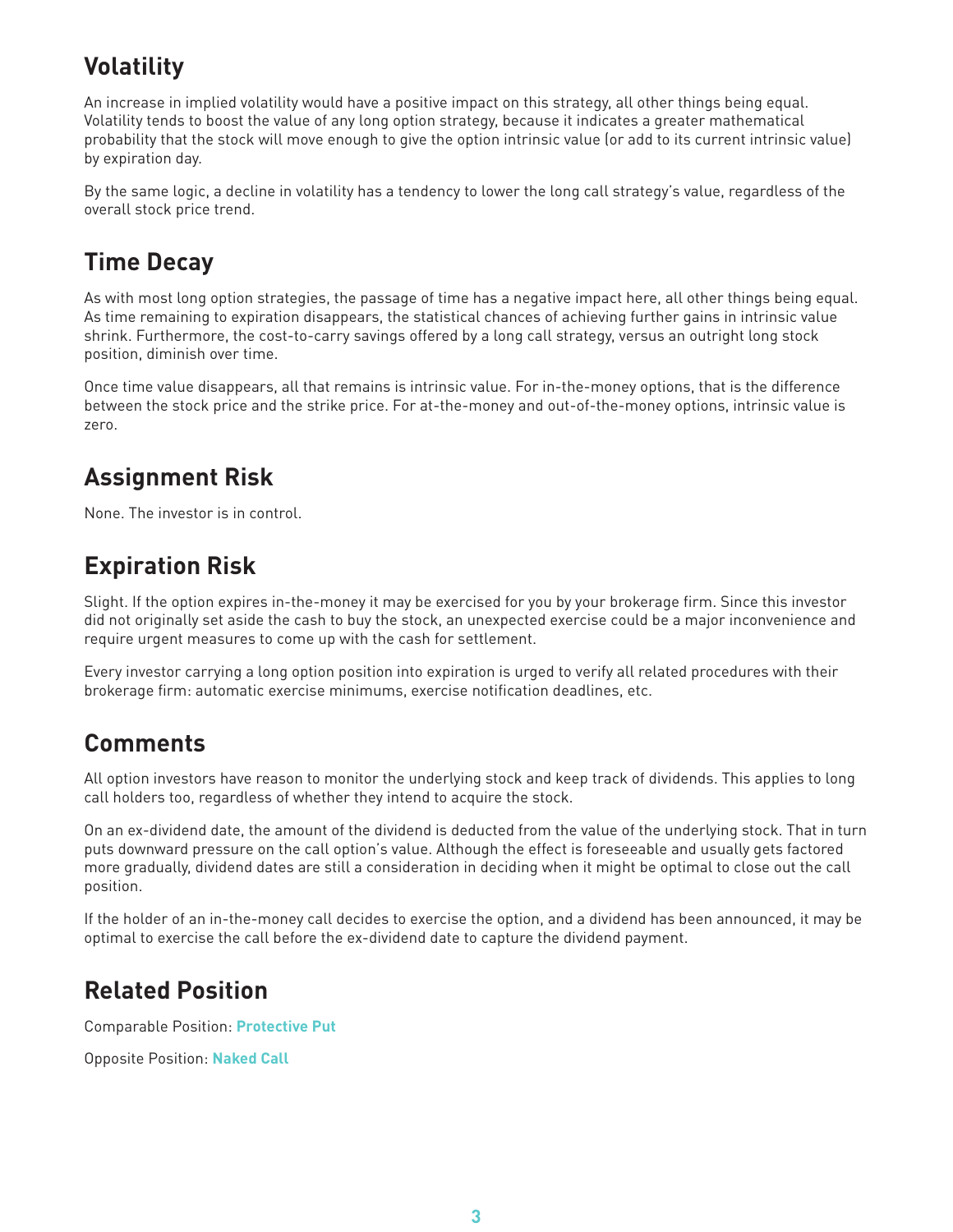## Volatility

An increase in implied volatility would have a positive impact on this strategy, all other things being equal. Volatility tends to boost the value of any long option strategy, because it indicates a greater mathematical probability that the stock will move enough to give the option intrinsic value (or add to its current intrinsic value) by expiration day.

By the same logic, a decline in volatility has a tendency to lower the long call strategy's value, regardless of the overall stock price trend.

## Time Decay

As with most long option strategies, the passage of time has a negative impact here, all other things being equal. As time remaining to expiration disappears, the statistical chances of achieving further gains in intrinsic value shrink. Furthermore, the cost-to-carry savings offered by a long call strategy, versus an outright long stock position, diminish over time.

Once time value disappears, all that remains is intrinsic value. For in-the-money options, that is the difference between the stock price and the strike price. For at-the-money and out-of-the-money options, intrinsic value is zero.

## Assignment Risk

None. The investor is in control.

## Expiration Risk

Slight. If the option expires in-the-money it may be exercised for you by your brokerage firm. Since this investor did not originally set aside the cash to buy the stock, an unexpected exercise could be a major inconvenience and require urgent measures to come up with the cash for settlement.

Every investor carrying a long option position into expiration is urged to verify all related procedures with their brokerage firm: automatic exercise minimums, exercise notification deadlines, etc.

## Comments

All option investors have reason to monitor the underlying stock and keep track of dividends. This applies to long call holders too, regardless of whether they intend to acquire the stock.

On an ex-dividend date, the amount of the dividend is deducted from the value of the underlying stock. That in turn puts downward pressure on the call option's value. Although the effect is foreseeable and usually gets factored more gradually, dividend dates are still a consideration in deciding when it might be optimal to close out the call position.

If the holder of an in-the-money call decides to exercise the option, and a dividend has been announced, it may be optimal to exercise the call before the ex-dividend date to capture the dividend payment.

## Related Position

Comparable Position: **Protective Put**

Opposite Position: **Naked Call**